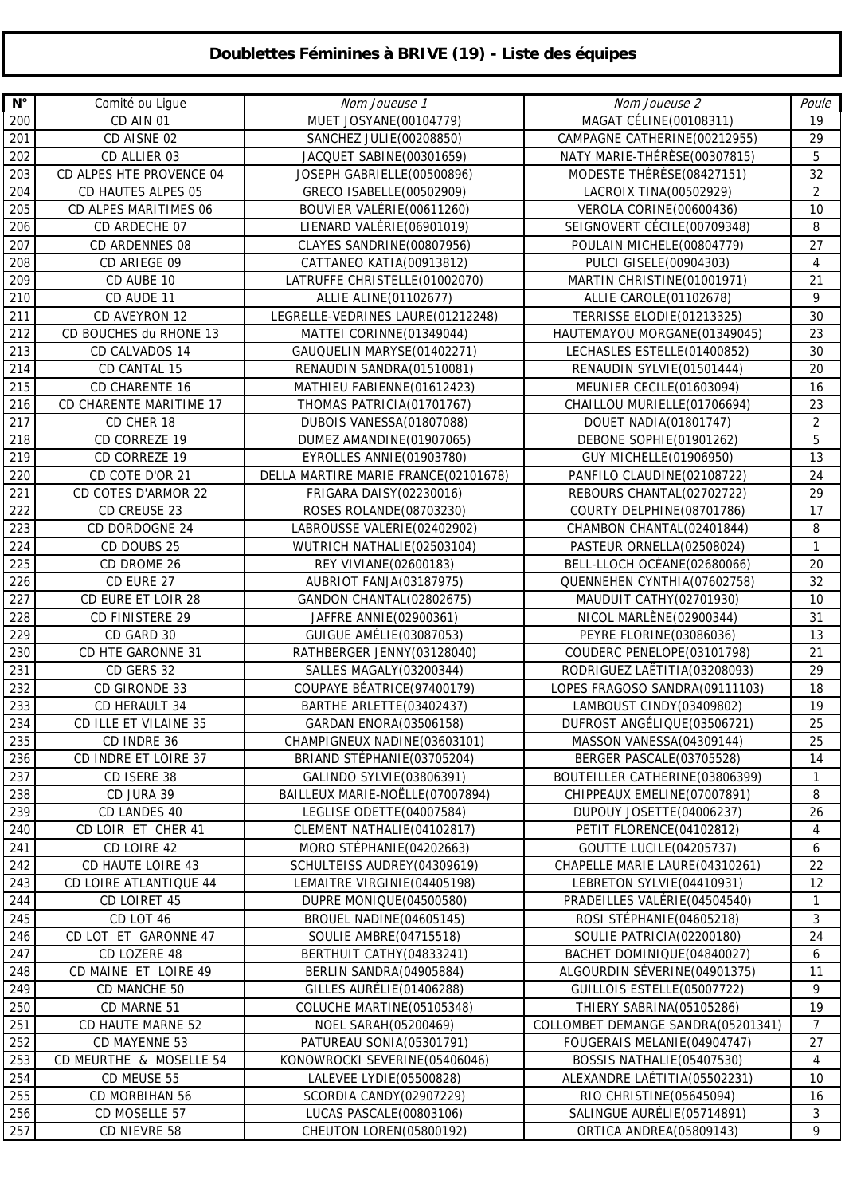# Doublettes Féminines à BRIVE (19) - Liste des équipes

| N° | Comité ou Ligue | *Nom Joueuse 1* | *Nom Joueuse 2* | *Poule* |
|---|---|---|---|---|
| 200 | CD AIN 01 | MUET JOSYANE(00104779) | MAGAT CÉLINE(00108311) | 19 |
| 201 | CD AISNE 02 | SANCHEZ JULIE(00208850) | CAMPAGNE CATHERINE(00212955) | 29 |
| 202 | CD ALLIER 03 | JACQUET SABINE(00301659) | NATY MARIE-THÉRÈSE(00307815) | 5 |
| 203 | CD ALPES HTE PROVENCE 04 | JOSEPH GABRIELLE(00500896) | MODESTE THÉRÉSE(08427151) | 32 |
| 204 | CD HAUTES ALPES 05 | GRECO ISABELLE(00502909) | LACROIX TINA(00502929) | 2 |
| 205 | CD ALPES MARITIMES 06 | BOUVIER VALÉRIE(00611260) | VEROLA CORINE(00600436) | 10 |
| 206 | CD ARDECHE 07 | LIENARD VALÉRIE(06901019) | SEIGNOVERT CÉCILE(00709348) | 8 |
| 207 | CD ARDENNES 08 | CLAYES SANDRINE(00807956) | POULAIN MICHELE(00804779) | 27 |
| 208 | CD ARIEGE 09 | CATTANEO KATIA(00913812) | PULCI GISELE(00904303) | 4 |
| 209 | CD AUBE 10 | LATRUFFE CHRISTELLE(01002070) | MARTIN CHRISTINE(01001971) | 21 |
| 210 | CD AUDE 11 | ALLIE ALINE(01102677) | ALLIE CAROLE(01102678) | 9 |
| 211 | CD AVEYRON 12 | LEGRELLE-VEDRINES LAURE(01212248) | TERRISSE ELODIE(01213325) | 30 |
| 212 | CD BOUCHES du RHONE 13 | MATTEI CORINNE(01349044) | HAUTEMAYOU MORGANE(01349045) | 23 |
| 213 | CD CALVADOS 14 | GAUQUELIN MARYSE(01402271) | LECHASLES ESTELLE(01400852) | 30 |
| 214 | CD CANTAL 15 | RENAUDIN SANDRA(01510081) | RENAUDIN SYLVIE(01501444) | 20 |
| 215 | CD CHARENTE 16 | MATHIEU FABIENNE(01612423) | MEUNIER CECILE(01603094) | 16 |
| 216 | CD CHARENTE MARITIME 17 | THOMAS PATRICIA(01701767) | CHAILLOU MURIELLE(01706694) | 23 |
| 217 | CD CHER 18 | DUBOIS VANESSA(01807088) | DOUET NADIA(01801747) | 2 |
| 218 | CD CORREZE 19 | DUMEZ AMANDINE(01907065) | DEBONE SOPHIE(01901262) | 5 |
| 219 | CD CORREZE 19 | EYROLLES ANNIE(01903780) | GUY MICHELLE(01906950) | 13 |
| 220 | CD COTE D'OR 21 | DELLA MARTIRE MARIE FRANCE(02101678) | PANFILO CLAUDINE(02108722) | 24 |
| 221 | CD COTES D'ARMOR 22 | FRIGARA DAISY(02230016) | REBOURS CHANTAL(02702722) | 29 |
| 222 | CD CREUSE 23 | ROSES ROLANDE(08703230) | COURTY DELPHINE(08701786) | 17 |
| 223 | CD DORDOGNE 24 | LABROUSSE VALÉRIE(02402902) | CHAMBON CHANTAL(02401844) | 8 |
| 224 | CD DOUBS 25 | WUTRICH NATHALIE(02503104) | PASTEUR ORNELLA(02508024) | 1 |
| 225 | CD DROME 26 | REY VIVIANE(02600183) | BELL-LLOCH OCÉANE(02680066) | 20 |
| 226 | CD EURE 27 | AUBRIOT FANJA(03187975) | QUENNEHEN CYNTHIA(07602758) | 32 |
| 227 | CD EURE ET LOIR 28 | GANDON CHANTAL(02802675) | MAUDUIT CATHY(02701930) | 10 |
| 228 | CD FINISTERE 29 | JAFFRE ANNIE(02900361) | NICOL MARLÈNE(02900344) | 31 |
| 229 | CD GARD 30 | GUIGUE AMÉLIE(03087053) | PEYRE FLORINE(03086036) | 13 |
| 230 | CD HTE GARONNE 31 | RATHBERGER JENNY(03128040) | COUDERC PENELOPE(03101798) | 21 |
| 231 | CD GERS 32 | SALLES MAGALY(03200344) | RODRIGUEZ LAËTITIA(03208093) | 29 |
| 232 | CD GIRONDE 33 | COUPAYE BÉATRICE(97400179) | LOPES FRAGOSO SANDRA(09111103) | 18 |
| 233 | CD HERAULT 34 | BARTHE ARLETTE(03402437) | LAMBOUST CINDY(03409802) | 19 |
| 234 | CD ILLE ET VILAINE 35 | GARDAN ENORA(03506158) | DUFROST ANGÉLIQUE(03506721) | 25 |
| 235 | CD INDRE 36 | CHAMPIGNEUX NADINE(03603101) | MASSON VANESSA(04309144) | 25 |
| 236 | CD INDRE ET LOIRE 37 | BRIAND STÉPHANIE(03705204) | BERGER PASCALE(03705528) | 14 |
| 237 | CD ISERE 38 | GALINDO SYLVIE(03806391) | BOUTEILLER CATHERINE(03806399) | 1 |
| 238 | CD JURA 39 | BAILLEUX MARIE-NOËLLE(07007894) | CHIPPEAUX EMELINE(07007891) | 8 |
| 239 | CD LANDES 40 | LEGLISE ODETTE(04007584) | DUPOUY JOSETTE(04006237) | 26 |
| 240 | CD LOIR ET CHER 41 | CLEMENT NATHALIE(04102817) | PETIT FLORENCE(04102812) | 4 |
| 241 | CD LOIRE 42 | MORO STÉPHANIE(04202663) | GOUTTE LUCILE(04205737) | 6 |
| 242 | CD HAUTE LOIRE 43 | SCHULTEISS AUDREY(04309619) | CHAPELLE MARIE LAURE(04310261) | 22 |
| 243 | CD LOIRE ATLANTIQUE 44 | LEMAITRE VIRGINIE(04405198) | LEBRETON SYLVIE(04410931) | 12 |
| 244 | CD LOIRET 45 | DUPRE MONIQUE(04500580) | PRADEILLES VALÉRIE(04504540) | 1 |
| 245 | CD LOT 46 | BROUEL NADINE(04605145) | ROSI STÉPHANIE(04605218) | 3 |
| 246 | CD LOT ET GARONNE 47 | SOULIE AMBRE(04715518) | SOULIE PATRICIA(02200180) | 24 |
| 247 | CD LOZERE 48 | BERTHUIT CATHY(04833241) | BACHET DOMINIQUE(04840027) | 6 |
| 248 | CD MAINE ET LOIRE 49 | BERLIN SANDRA(04905884) | ALGOURDIN SÉVERINE(04901375) | 11 |
| 249 | CD MANCHE 50 | GILLES AURÉLIE(01406288) | GUILLOIS ESTELLE(05007722) | 9 |
| 250 | CD MARNE 51 | COLUCHE MARTINE(05105348) | THIERY SABRINA(05105286) | 19 |
| 251 | CD HAUTE MARNE 52 | NOEL SARAH(05200469) | COLLOMBET DEMANGE SANDRA(05201341) | 7 |
| 252 | CD MAYENNE 53 | PATUREAU SONIA(05301791) | FOUGERAIS MELANIE(04904747) | 27 |
| 253 | CD MEURTHE & MOSELLE 54 | KONOWROCKI SEVERINE(05406046) | BOSSIS NATHALIE(05407530) | 4 |
| 254 | CD MEUSE 55 | LALEVEE LYDIE(05500828) | ALEXANDRE LAÉTITIA(05502231) | 10 |
| 255 | CD MORBIHAN 56 | SCORDIA CANDY(02907229) | RIO CHRISTINE(05645094) | 16 |
| 256 | CD MOSELLE 57 | LUCAS PASCALE(00803106) | SALINGUE AURÉLIE(05714891) | 3 |
| 257 | CD NIEVRE 58 | CHEUTON LOREN(05800192) | ORTICA ANDREA(05809143) | 9 |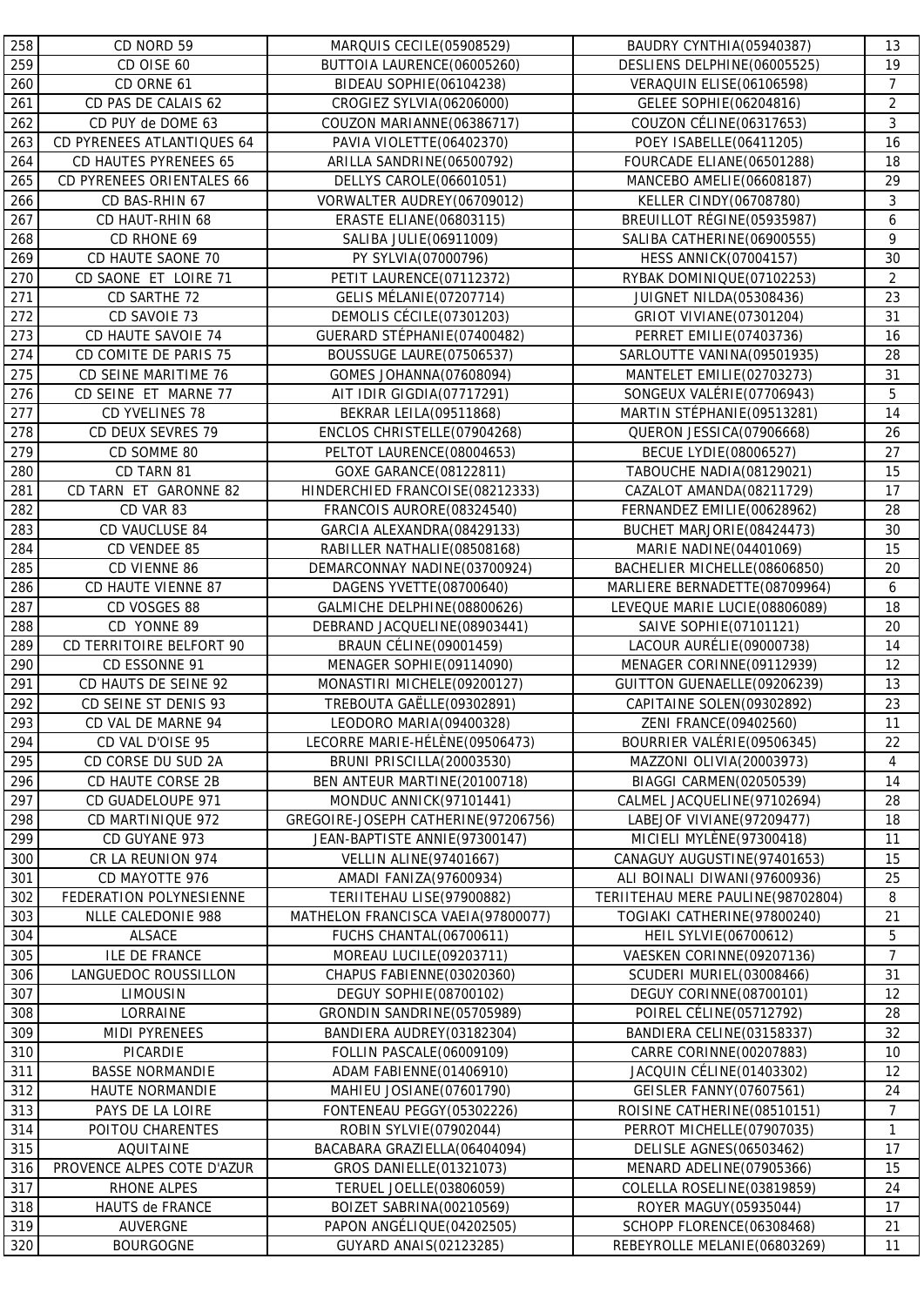| | | | | |
|---|---|---|---|---|
| 258 | CD NORD 59 | MARQUIS CECILE(05908529) | BAUDRY CYNTHIA(05940387) | 13 |
| 259 | CD OISE 60 | BUTTOIA LAURENCE(06005260) | DESLIENS DELPHINE(06005525) | 19 |
| 260 | CD ORNE 61 | BIDEAU SOPHIE(06104238) | VERAQUIN ELISE(06106598) | 7 |
| 261 | CD PAS DE CALAIS 62 | CROGIEZ SYLVIA(06206000) | GELEE SOPHIE(06204816) | 2 |
| 262 | CD PUY de DOME 63 | COUZON MARIANNE(06386717) | COUZON CÉLINE(06317653) | 3 |
| 263 | CD PYRENEES ATLANTIQUES 64 | PAVIA VIOLETTE(06402370) | POEY ISABELLE(06411205) | 16 |
| 264 | CD HAUTES PYRENEES 65 | ARILLA SANDRINE(06500792) | FOURCADE ELIANE(06501288) | 18 |
| 265 | CD PYRENEES ORIENTALES 66 | DELLYS CAROLE(06601051) | MANCEBO AMELIE(06608187) | 29 |
| 266 | CD BAS-RHIN 67 | VORWALTER AUDREY(06709012) | KELLER CINDY(06708780) | 3 |
| 267 | CD HAUT-RHIN 68 | ERASTE ELIANE(06803115) | BREUILLOT RÉGINE(05935987) | 6 |
| 268 | CD RHONE 69 | SALIBA JULIE(06911009) | SALIBA CATHERINE(06900555) | 9 |
| 269 | CD HAUTE SAONE 70 | PY SYLVIA(07000796) | HESS ANNICK(07004157) | 30 |
| 270 | CD SAONE ET LOIRE 71 | PETIT LAURENCE(07112372) | RYBAK DOMINIQUE(07102253) | 2 |
| 271 | CD SARTHE 72 | GELIS MÉLANIE(07207714) | JUIGNET NILDA(05308436) | 23 |
| 272 | CD SAVOIE 73 | DEMOLIS CÉCILE(07301203) | GRIOT VIVIANE(07301204) | 31 |
| 273 | CD HAUTE SAVOIE 74 | GUERARD STÉPHANIE(07400482) | PERRET EMILIE(07403736) | 16 |
| 274 | CD COMITE DE PARIS 75 | BOUSSUGE LAURE(07506537) | SARLOUTTE VANINA(09501935) | 28 |
| 275 | CD SEINE MARITIME 76 | GOMES JOHANNA(07608094) | MANTELET EMILIE(02703273) | 31 |
| 276 | CD SEINE ET MARNE 77 | AIT IDIR GIGDIA(07717291) | SONGEUX VALÉRIE(07706943) | 5 |
| 277 | CD YVELINES 78 | BEKRAR LEILA(09511868) | MARTIN STÉPHANIE(09513281) | 14 |
| 278 | CD DEUX SEVRES 79 | ENCLOS CHRISTELLE(07904268) | QUERON JESSICA(07906668) | 26 |
| 279 | CD SOMME 80 | PELTOT LAURENCE(08004653) | BECUE LYDIE(08006527) | 27 |
| 280 | CD TARN 81 | GOXE GARANCE(08122811) | TABOUCHE NADIA(08129021) | 15 |
| 281 | CD TARN ET GARONNE 82 | HINDERCHIED FRANCOISE(08212333) | CAZALOT AMANDA(08211729) | 17 |
| 282 | CD VAR 83 | FRANCOIS AURORE(08324540) | FERNANDEZ EMILIE(00628962) | 28 |
| 283 | CD VAUCLUSE 84 | GARCIA ALEXANDRA(08429133) | BUCHET MARJORIE(08424473) | 30 |
| 284 | CD VENDEE 85 | RABILLER NATHALIE(08508168) | MARIE NADINE(04401069) | 15 |
| 285 | CD VIENNE 86 | DEMARCONNAY NADINE(03700924) | BACHELIER MICHELLE(08606850) | 20 |
| 286 | CD HAUTE VIENNE 87 | DAGENS YVETTE(08700640) | MARLIERE BERNADETTE(08709964) | 6 |
| 287 | CD VOSGES 88 | GALMICHE DELPHINE(08800626) | LEVEQUE MARIE LUCIE(08806089) | 18 |
| 288 | CD YONNE 89 | DEBRAND JACQUELINE(08903441) | SAIVE SOPHIE(07101121) | 20 |
| 289 | CD TERRITOIRE BELFORT 90 | BRAUN CÉLINE(09001459) | LACOUR AURÉLIE(09000738) | 14 |
| 290 | CD ESSONNE 91 | MENAGER SOPHIE(09114090) | MENAGER CORINNE(09112939) | 12 |
| 291 | CD HAUTS DE SEINE 92 | MONASTIRI MICHELE(09200127) | GUITTON GUENAELLE(09206239) | 13 |
| 292 | CD SEINE ST DENIS 93 | TREBOUTA GAËLLE(09302891) | CAPITAINE SOLEN(09302892) | 23 |
| 293 | CD VAL DE MARNE 94 | LEODORO MARIA(09400328) | ZENI FRANCE(09402560) | 11 |
| 294 | CD VAL D'OISE 95 | LECORRE MARIE-HÉLÈNE(09506473) | BOURRIER VALÉRIE(09506345) | 22 |
| 295 | CD CORSE DU SUD 2A | BRUNI PRISCILLA(20003530) | MAZZONI OLIVIA(20003973) | 4 |
| 296 | CD HAUTE CORSE 2B | BEN ANTEUR MARTINE(20100718) | BIAGGI CARMEN(02050539) | 14 |
| 297 | CD GUADELOUPE 971 | MONDUC ANNICK(97101441) | CALMEL JACQUELINE(97102694) | 28 |
| 298 | CD MARTINIQUE 972 | GREGOIRE-JOSEPH CATHERINE(97206756) | LABEJOF VIVIANE(97209477) | 18 |
| 299 | CD GUYANE 973 | JEAN-BAPTISTE ANNIE(97300147) | MICIELI MYLÈNE(97300418) | 11 |
| 300 | CR LA REUNION 974 | VELLIN ALINE(97401667) | CANAGUY AUGUSTINE(97401653) | 15 |
| 301 | CD MAYOTTE 976 | AMADI FANIZA(97600934) | ALI BOINALI DIWANI(97600936) | 25 |
| 302 | FEDERATION POLYNESIENNE | TERIITEHAU LISE(97900882) | TERIITEHAU MERE PAULINE(98702804) | 8 |
| 303 | NLLE CALEDONIE 988 | MATHELON FRANCISCA VAEIA(97800077) | TOGIAKI CATHERINE(97800240) | 21 |
| 304 | ALSACE | FUCHS CHANTAL(06700611) | HEIL SYLVIE(06700612) | 5 |
| 305 | ILE DE FRANCE | MOREAU LUCILE(09203711) | VAESKEN CORINNE(09207136) | 7 |
| 306 | LANGUEDOC ROUSSILLON | CHAPUS FABIENNE(03020360) | SCUDERI MURIEL(03008466) | 31 |
| 307 | LIMOUSIN | DEGUY SOPHIE(08700102) | DEGUY CORINNE(08700101) | 12 |
| 308 | LORRAINE | GRONDIN SANDRINE(05705989) | POIREL CÉLINE(05712792) | 28 |
| 309 | MIDI PYRENEES | BANDIERA AUDREY(03182304) | BANDIERA CELINE(03158337) | 32 |
| 310 | PICARDIE | FOLLIN PASCALE(06009109) | CARRE CORINNE(00207883) | 10 |
| 311 | BASSE NORMANDIE | ADAM FABIENNE(01406910) | JACQUIN CÉLINE(01403302) | 12 |
| 312 | HAUTE NORMANDIE | MAHIEU JOSIANE(07601790) | GEISLER FANNY(07607561) | 24 |
| 313 | PAYS DE LA LOIRE | FONTENEAU PEGGY(05302226) | ROISINE CATHERINE(08510151) | 7 |
| 314 | POITOU CHARENTES | ROBIN SYLVIE(07902044) | PERROT MICHELLE(07907035) | 1 |
| 315 | AQUITAINE | BACABARA GRAZIELLA(06404094) | DELISLE AGNES(06503462) | 17 |
| 316 | PROVENCE ALPES COTE D'AZUR | GROS DANIELLE(01321073) | MENARD ADELINE(07905366) | 15 |
| 317 | RHONE ALPES | TERUEL JOELLE(03806059) | COLELLA ROSELINE(03819859) | 24 |
| 318 | HAUTS de FRANCE | BOIZET SABRINA(00210569) | ROYER MAGUY(05935044) | 17 |
| 319 | AUVERGNE | PAPON ANGÉLIQUE(04202505) | SCHOPP FLORENCE(06308468) | 21 |
| 320 | BOURGOGNE | GUYARD ANAIS(02123285) | REBEYROLLE MELANIE(06803269) | 11 |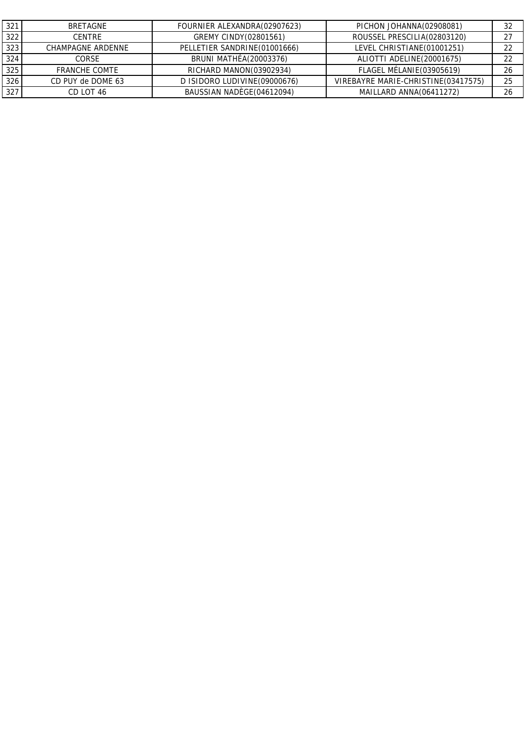| | | | | |
|---|---|---|---|---|
| 321 | BRETAGNE | FOURNIER ALEXANDRA(02907623) | PICHON JOHANNA(02908081) | 32 |
| 322 | CENTRE | GREMY CINDY(02801561) | ROUSSEL PRESCILIA(02803120) | 27 |
| 323 | CHAMPAGNE ARDENNE | PELLETIER SANDRINE(01001666) | LEVEL CHRISTIANE(01001251) | 22 |
| 324 | CORSE | BRUNI MATHÉA(20003376) | ALIOTTI ADELINE(20001675) | 22 |
| 325 | FRANCHE COMTE | RICHARD MANON(03902934) | FLAGEL MÉLANIE(03905619) | 26 |
| 326 | CD PUY de DOME 63 | D ISIDORO LUDIVINE(09000676) | VIREBAYRE MARIE-CHRISTINE(03417575) | 25 |
| 327 | CD LOT 46 | BAUSSIAN NADÈGE(04612094) | MAILLARD ANNA(06411272) | 26 |